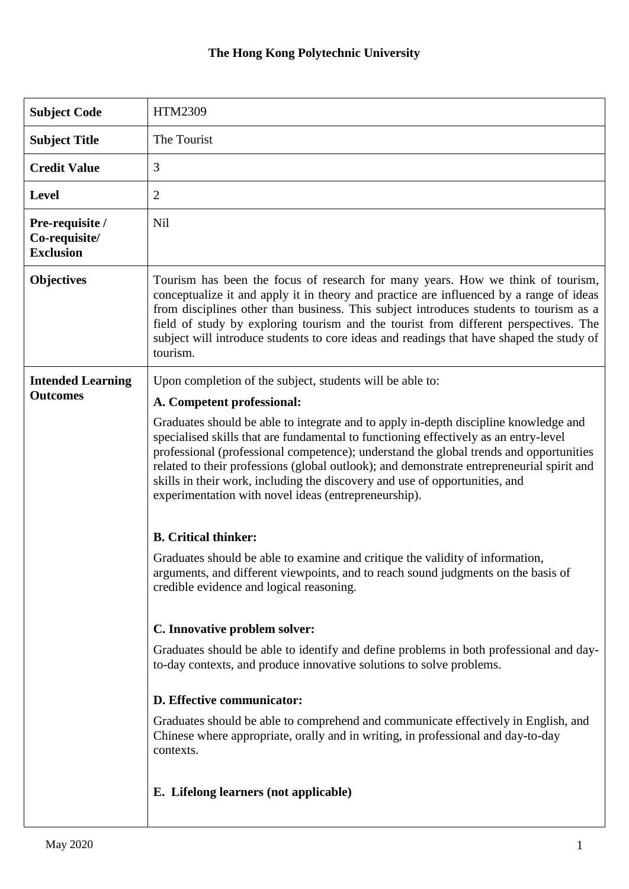# The Hong Kong Polytechnic University

| **Subject Code** | HTM2309 |
|---|---|
| **Subject Title** | The Tourist |
| **Credit Value** | 3 |
| **Level** | 2 |
| **Pre-requisite / Co-requisite/ Exclusion** | Nil |
| **Objectives** | Tourism has been the focus of research for many years. How we think of tourism, conceptualize it and apply it in theory and practice are influenced by a range of ideas from disciplines other than business. This subject introduces students to tourism as a field of study by exploring tourism and the tourist from different perspectives. The subject will introduce students to core ideas and readings that have shaped the study of tourism. |
| **Intended Learning Outcomes** | Upon completion of the subject, students will be able to:<br><br>**A. Competent professional:**<br><br>Graduates should be able to integrate and to apply in-depth discipline knowledge and specialised skills that are fundamental to functioning effectively as an entry-level professional (professional competence); understand the global trends and opportunities related to their professions (global outlook); and demonstrate entrepreneurial spirit and skills in their work, including the discovery and use of opportunities, and experimentation with novel ideas (entrepreneurship).<br><br>**B. Critical thinker:**<br><br>Graduates should be able to examine and critique the validity of information, arguments, and different viewpoints, and to reach sound judgments on the basis of credible evidence and logical reasoning.<br><br>**C. Innovative problem solver:**<br><br>Graduates should be able to identify and define problems in both professional and day-to-day contexts, and produce innovative solutions to solve problems.<br><br>**D. Effective communicator:**<br><br>Graduates should be able to comprehend and communicate effectively in English, and Chinese where appropriate, orally and in writing, in professional and day-to-day contexts.<br><br>**E. Lifelong learners (not applicable)** |

May 2020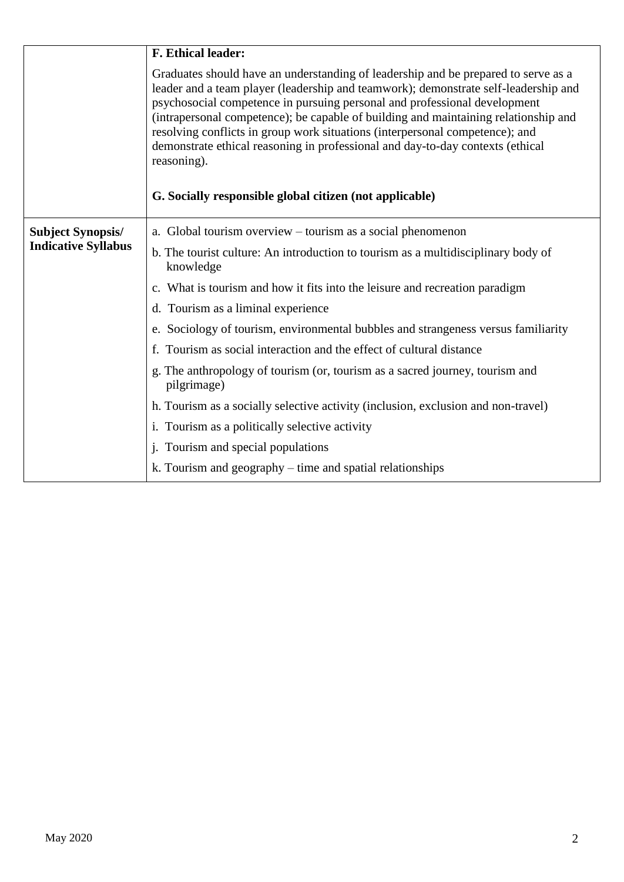| | |
|---|---|
| | **F. Ethical leader:**<br><br>Graduates should have an understanding of leadership and be prepared to serve as a leader and a team player (leadership and teamwork); demonstrate self-leadership and psychosocial competence in pursuing personal and professional development (intrapersonal competence); be capable of building and maintaining relationship and resolving conflicts in group work situations (interpersonal competence); and demonstrate ethical reasoning in professional and day-to-day contexts (ethical reasoning).<br><br>**G. Socially responsible global citizen (not applicable)** |
| **Subject Synopsis/ Indicative Syllabus** | a. Global tourism overview – tourism as a social phenomenon<br>b. The tourist culture: An introduction to tourism as a multidisciplinary body of knowledge<br>c. What is tourism and how it fits into the leisure and recreation paradigm<br>d. Tourism as a liminal experience<br>e. Sociology of tourism, environmental bubbles and strangeness versus familiarity<br>f. Tourism as social interaction and the effect of cultural distance<br>g. The anthropology of tourism (or, tourism as a sacred journey, tourism and pilgrimage)<br>h. Tourism as a socially selective activity (inclusion, exclusion and non-travel)<br>i. Tourism as a politically selective activity<br>j. Tourism and special populations<br>k. Tourism and geography – time and spatial relationships |

May 2020